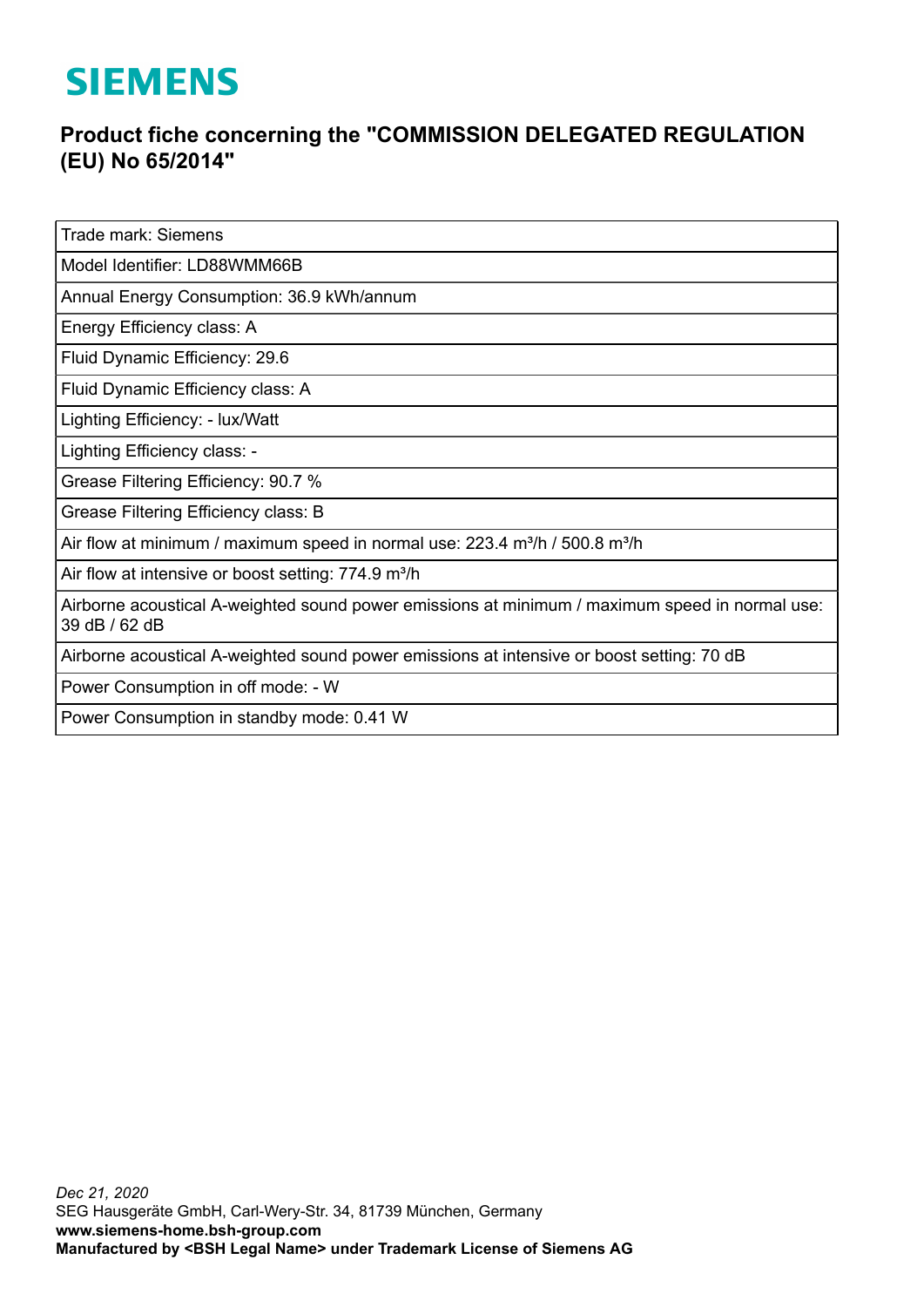# SIEMENS

## Product fiche concerning the "COMMISSION DELEGATED REGULATION (EU) No 65/2014"

| Trade mark: Siemens |
|---|
| Model Identifier: LD88WMM66B |
| Annual Energy Consumption: 36.9 kWh/annum |
| Energy Efficiency class: A |
| Fluid Dynamic Efficiency: 29.6 |
| Fluid Dynamic Efficiency class: A |
| Lighting Efficiency: - lux/Watt |
| Lighting Efficiency class: - |
| Grease Filtering Efficiency: 90.7 % |
| Grease Filtering Efficiency class: B |
| Air flow at minimum / maximum speed in normal use: 223.4 m³/h / 500.8 m³/h |
| Air flow at intensive or boost setting: 774.9 m³/h |
| Airborne acoustical A-weighted sound power emissions at minimum / maximum speed in normal use: 39 dB / 62 dB |
| Airborne acoustical A-weighted sound power emissions at intensive or boost setting: 70 dB |
| Power Consumption in off mode: - W |
| Power Consumption in standby mode: 0.41 W |

*Dec 21, 2020*
SEG Hausgeräte GmbH, Carl-Wery-Str. 34, 81739 München, Germany
**www.siemens-home.bsh-group.com**
**Manufactured by <BSH Legal Name> under Trademark License of Siemens AG**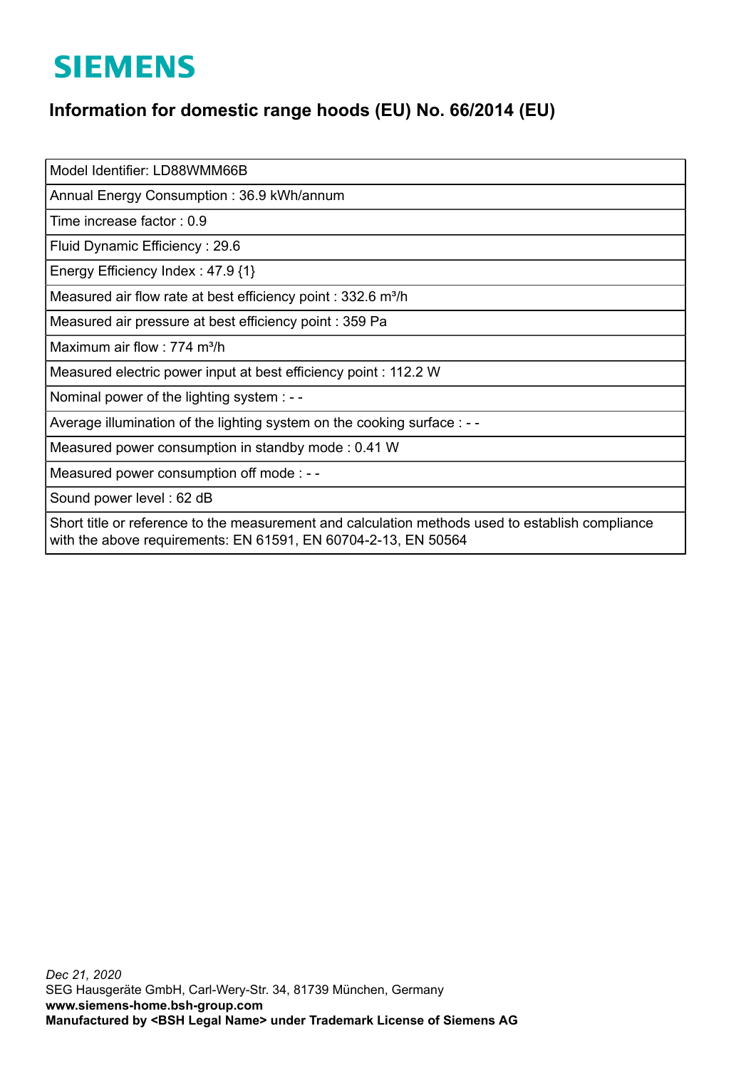# SIEMENS

## Information for domestic range hoods (EU) No. 66/2014 (EU)

| |
|---|
| Model Identifier: LD88WMM66B |
| Annual Energy Consumption : 36.9 kWh/annum |
| Time increase factor : 0.9 |
| Fluid Dynamic Efficiency : 29.6 |
| Energy Efficiency Index : 47.9 {1} |
| Measured air flow rate at best efficiency point : 332.6 m³/h |
| Measured air pressure at best efficiency point : 359 Pa |
| Maximum air flow : 774 m³/h |
| Measured electric power input at best efficiency point : 112.2 W |
| Nominal power of the lighting system : - - |
| Average illumination of the lighting system on the cooking surface : - - |
| Measured power consumption in standby mode : 0.41 W |
| Measured power consumption off mode : - - |
| Sound power level : 62 dB |
| Short title or reference to the measurement and calculation methods used to establish compliance with the above requirements: EN 61591, EN 60704-2-13, EN 50564 |

*Dec 21, 2020*
SEG Hausgeräte GmbH, Carl-Wery-Str. 34, 81739 München, Germany
**www.siemens-home.bsh-group.com**
**Manufactured by <BSH Legal Name> under Trademark License of Siemens AG**